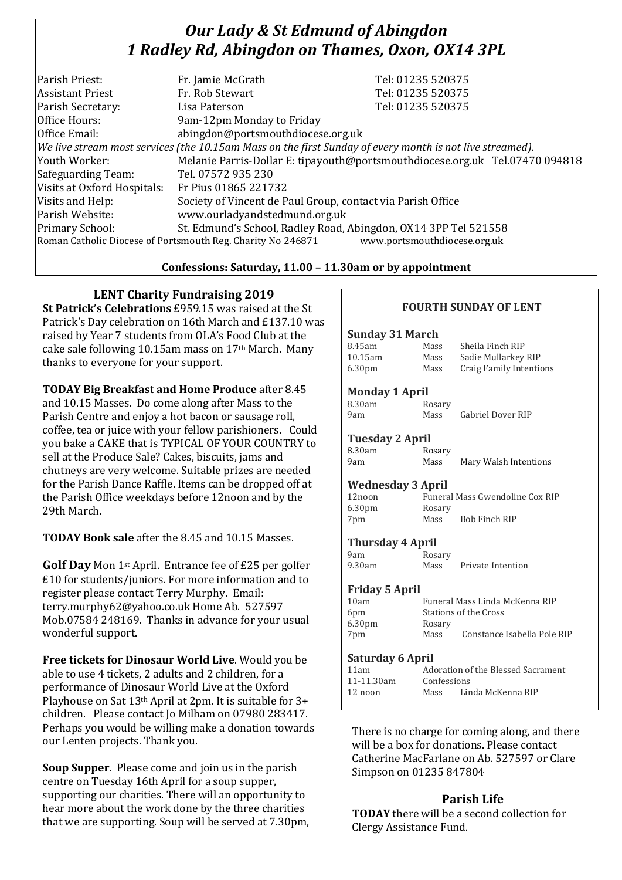# *Our Lady & St Edmund of Abingdon*
# *1 Radley Rd, Abingdon on Thames, Oxon, OX14 3PL*

| | | |
|---|---|---|
| Parish Priest: | Fr. Jamie McGrath | Tel: 01235 520375 |
| Assistant Priest | Fr. Rob Stewart | Tel: 01235 520375 |
| Parish Secretary: | Lisa Paterson | Tel: 01235 520375 |
| Office Hours: | 9am-12pm Monday to Friday | |
| Office Email: | abingdon@portsmouthdiocese.org.uk | |

*We live stream most services (the 10.15am Mass on the first Sunday of every month is not live streamed).*

| | |
|---|---|
| Youth Worker: | Melanie Parris-Dollar E: tipayouth@portsmouthdiocese.org.uk Tel.07470 094818 |
| Safeguarding Team: | Tel. 07572 935 230 |
| Visits at Oxford Hospitals: | Fr Pius 01865 221732 |
| Visits and Help: | Society of Vincent de Paul Group, contact via Parish Office |
| Parish Website: | www.ourladyandstedmund.org.uk |
| Primary School: | St. Edmund's School, Radley Road, Abingdon, OX14 3PP Tel 521558 |

Roman Catholic Diocese of Portsmouth Reg. Charity No 246871 www.portsmouthdiocese.org.uk

**Confessions: Saturday, 11.00 – 11.30am or by appointment**

## LENT Charity Fundraising 2019

**St Patrick's Celebrations** £959.15 was raised at the St Patrick's Day celebration on 16th March and £137.10 was raised by Year 7 students from OLA's Food Club at the cake sale following 10.15am mass on 17th March. Many thanks to everyone for your support.

**TODAY Big Breakfast and Home Produce** after 8.45 and 10.15 Masses. Do come along after Mass to the Parish Centre and enjoy a hot bacon or sausage roll, coffee, tea or juice with your fellow parishioners. Could you bake a CAKE that is TYPICAL OF YOUR COUNTRY to sell at the Produce Sale? Cakes, biscuits, jams and chutneys are very welcome. Suitable prizes are needed for the Parish Dance Raffle. Items can be dropped off at the Parish Office weekdays before 12noon and by the 29th March.

**TODAY Book sale** after the 8.45 and 10.15 Masses.

**Golf Day** Mon 1st April. Entrance fee of £25 per golfer £10 for students/juniors. For more information and to register please contact Terry Murphy. Email: terry.murphy62@yahoo.co.uk Home Ab. 527597 Mob.07584 248169. Thanks in advance for your usual wonderful support.

**Free tickets for Dinosaur World Live**. Would you be able to use 4 tickets, 2 adults and 2 children, for a performance of Dinosaur World Live at the Oxford Playhouse on Sat 13th April at 2pm. It is suitable for 3+ children. Please contact Jo Milham on 07980 283417. Perhaps you would be willing make a donation towards our Lenten projects. Thank you.

**Soup Supper**. Please come and join us in the parish centre on Tuesday 16th April for a soup supper, supporting our charities. There will an opportunity to hear more about the work done by the three charities that we are supporting. Soup will be served at 7.30pm, There is no charge for coming along, and there will be a box for donations. Please contact Catherine MacFarlane on Ab. 527597 or Clare Simpson on 01235 847804

## FOURTH SUNDAY OF LENT

**Sunday 31 March**

| | | |
|---|---|---|
| 8.45am | Mass | Sheila Finch RIP |
| 10.15am | Mass | Sadie Mullarkey RIP |
| 6.30pm | Mass | Craig Family Intentions |

**Monday 1 April**

| | | |
|---|---|---|
| 8.30am | Rosary | |
| 9am | Mass | Gabriel Dover RIP |

**Tuesday 2 April**

| | | |
|---|---|---|
| 8.30am | Rosary | |
| 9am | Mass | Mary Walsh Intentions |

**Wednesday 3 April**

| | | |
|---|---|---|
| 12noon | Funeral Mass Gwendoline Cox RIP | |
| 6.30pm | Rosary | |
| 7pm | Mass | Bob Finch RIP |

**Thursday 4 April**

| | | |
|---|---|---|
| 9am | Rosary | |
| 9.30am | Mass | Private Intention |

**Friday 5 April**

| | | |
|---|---|---|
| 10am | Funeral Mass Linda McKenna RIP | |
| 6pm | Stations of the Cross | |
| 6.30pm | Rosary | |
| 7pm | Mass | Constance Isabella Pole RIP |

**Saturday 6 April**

| | | |
|---|---|---|
| 11am | Adoration of the Blessed Sacrament | |
| 11-11.30am | Confessions | |
| 12 noon | Mass | Linda McKenna RIP |

## Parish Life

**TODAY** there will be a second collection for Clergy Assistance Fund.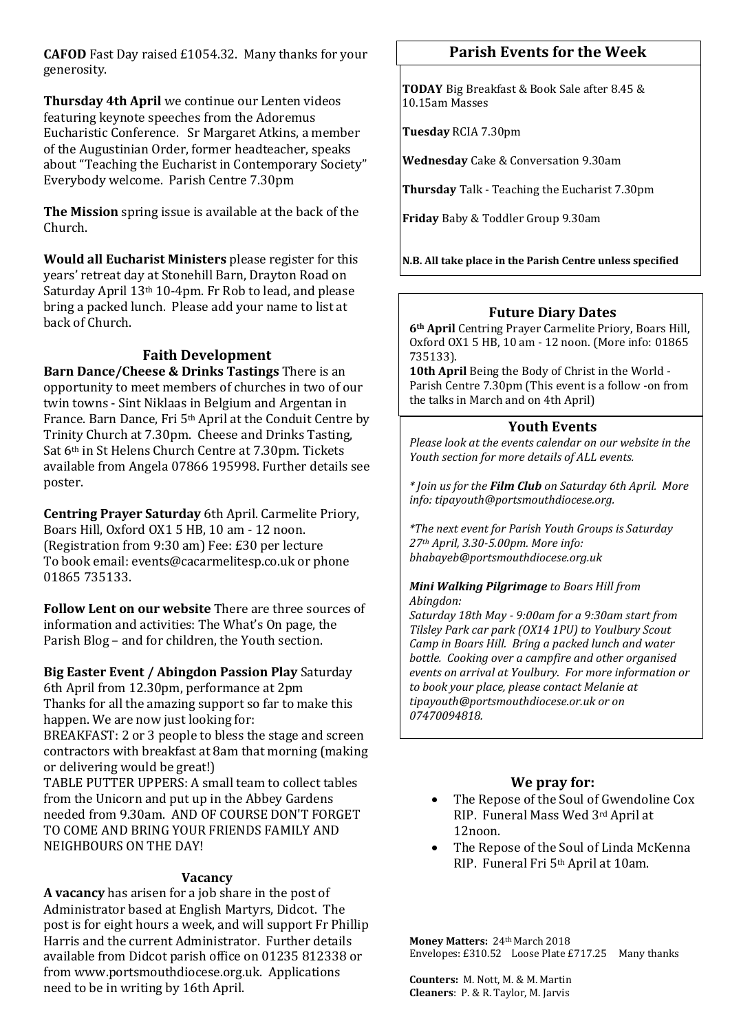**CAFOD** Fast Day raised £1054.32. Many thanks for your generosity.

**Thursday 4th April** we continue our Lenten videos featuring keynote speeches from the Adoremus Eucharistic Conference. Sr Margaret Atkins, a member of the Augustinian Order, former headteacher, speaks about "Teaching the Eucharist in Contemporary Society" Everybody welcome. Parish Centre 7.30pm

**The Mission** spring issue is available at the back of the Church.

**Would all Eucharist Ministers** please register for this years' retreat day at Stonehill Barn, Drayton Road on Saturday April 13th 10-4pm. Fr Rob to lead, and please bring a packed lunch. Please add your name to list at back of Church.

## Faith Development

**Barn Dance/Cheese & Drinks Tastings** There is an opportunity to meet members of churches in two of our twin towns - Sint Niklaas in Belgium and Argentan in France. Barn Dance, Fri 5th April at the Conduit Centre by Trinity Church at 7.30pm. Cheese and Drinks Tasting, Sat 6th in St Helens Church Centre at 7.30pm. Tickets available from Angela 07866 195998. Further details see poster.

**Centring Prayer Saturday** 6th April. Carmelite Priory, Boars Hill, Oxford OX1 5 HB, 10 am - 12 noon. (Registration from 9:30 am) Fee: £30 per lecture To book email: events@cacarmelitesp.co.uk or phone 01865 735133.

**Follow Lent on our website** There are three sources of information and activities: The What's On page, the Parish Blog – and for children, the Youth section.

**Big Easter Event / Abingdon Passion Play** Saturday 6th April from 12.30pm, performance at 2pm
Thanks for all the amazing support so far to make this happen. We are now just looking for:
BREAKFAST: 2 or 3 people to bless the stage and screen contractors with breakfast at 8am that morning (making or delivering would be great!)
TABLE PUTTER UPPERS: A small team to collect tables from the Unicorn and put up in the Abbey Gardens needed from 9.30am. AND OF COURSE DON'T FORGET TO COME AND BRING YOUR FRIENDS FAMILY AND NEIGHBOURS ON THE DAY!

### Vacancy

**A vacancy** has arisen for a job share in the post of Administrator based at English Martyrs, Didcot. The post is for eight hours a week, and will support Fr Phillip Harris and the current Administrator. Further details available from Didcot parish office on 01235 812338 or from www.portsmouthdiocese.org.uk. Applications need to be in writing by 16th April.

## Parish Events for the Week

**TODAY** Big Breakfast & Book Sale after 8.45 & 10.15am Masses

**Tuesday** RCIA 7.30pm

**Wednesday** Cake & Conversation 9.30am

**Thursday** Talk - Teaching the Eucharist 7.30pm

**Friday** Baby & Toddler Group 9.30am

**N.B. All take place in the Parish Centre unless specified**

## Future Diary Dates

**6th April** Centring Prayer Carmelite Priory, Boars Hill, Oxford OX1 5 HB, 10 am - 12 noon. (More info: 01865 735133).

**10th April** Being the Body of Christ in the World - Parish Centre 7.30pm (This event is a follow -on from the talks in March and on 4th April)

## Youth Events

*Please look at the events calendar on our website in the Youth section for more details of ALL events.*

*\* Join us for the **Film Club** on Saturday 6th April. More info: tipayouth@portsmouthdiocese.org.*

*\*The next event for Parish Youth Groups is Saturday 27th April, 3.30-5.00pm. More info: bhabayeb@portsmouthdiocese.org.uk*

***Mini Walking Pilgrimage** to Boars Hill from Abingdon:*
*Saturday 18th May - 9:00am for a 9:30am start from Tilsley Park car park (OX14 1PU) to Youlbury Scout Camp in Boars Hill. Bring a packed lunch and water bottle. Cooking over a campfire and other organised events on arrival at Youlbury. For more information or to book your place, please contact Melanie at tipayouth@portsmouthdiocese.or.uk or on 07470094818.*

## We pray for:

- The Repose of the Soul of Gwendoline Cox RIP. Funeral Mass Wed 3rd April at 12noon.
- The Repose of the Soul of Linda McKenna RIP. Funeral Fri 5th April at 10am.

**Money Matters:** 24th March 2018
Envelopes: £310.52 Loose Plate £717.25 Many thanks

**Counters:** M. Nott, M. & M. Martin
**Cleaners**: P. & R. Taylor, M. Jarvis